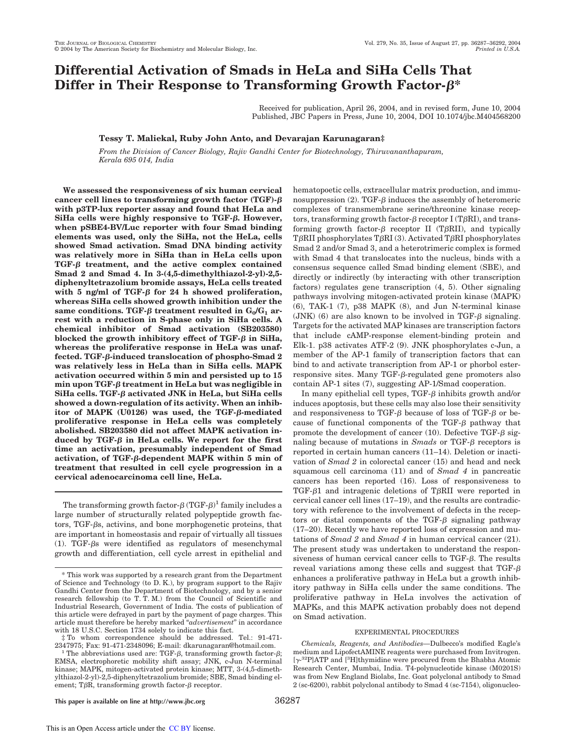# Differential Activation of Smads in HeLa and SiHa Cells That Differ in Their Response to Transforming Growth Factor-β*

Received for publication, April 26, 2004, and in revised form, June 10, 2004
Published, JBC Papers in Press, June 10, 2004, DOI 10.1074/jbc.M404568200

**Tessy T. Maliekal, Ruby John Anto, and Devarajan Karunagaran‡**

*From the Division of Cancer Biology, Rajiv Gandhi Center for Biotechnology, Thiruvananthapuram, Kerala 695 014, India*

**We assessed the responsiveness of six human cervical cancer cell lines to transforming growth factor (TGF)-β with p3TP-lux reporter assay and found that HeLa and SiHa cells were highly responsive to TGF-β. However, when pSBE4-BV/Luc reporter with four Smad binding elements was used, only the SiHa, not the HeLa, cells showed Smad activation. Smad DNA binding activity was relatively more in SiHa than in HeLa cells upon TGF-β treatment, and the active complex contained Smad 2 and Smad 4. In 3-(4,5-dimethylthiazol-2-yl)-2,5-diphenyltetrazolium bromide assays, HeLa cells treated with 5 ng/ml of TGF-β for 24 h showed proliferation, whereas SiHa cells showed growth inhibition under the same conditions. TGF-β treatment resulted in $G_0/G_1$ arrest with a reduction in S-phase only in SiHa cells. A chemical inhibitor of Smad activation (SB203580) blocked the growth inhibitory effect of TGF-β in SiHa, whereas the proliferative response in HeLa was unaffected. TGF-β-induced translocation of phospho-Smad 2 was relatively less in HeLa than in SiHa cells. MAPK activation occurred within 5 min and persisted up to 15 min upon TGF-β treatment in HeLa but was negligible in SiHa cells. TGF-β activated JNK in HeLa, but SiHa cells showed a down-regulation of its activity. When an inhibitor of MAPK (U0126) was used, the TGF-β-mediated proliferative response in HeLa cells was completely abolished. SB203580 did not affect MAPK activation induced by TGF-β in HeLa cells. We report for the first time an activation, presumably independent of Smad activation, of TGF-β-dependent MAPK within 5 min of treatment that resulted in cell cycle progression in a cervical adenocarcinoma cell line, HeLa.**

The transforming growth factor-β (TGF-β)[1] family includes a large number of structurally related polypeptide growth factors, TGF-βs, activins, and bone morphogenetic proteins, that are important in homeostasis and repair of virtually all tissues (1). TGF-βs were identified as regulators of mesenchymal growth and differentiation, cell cycle arrest in epithelial and hematopoetic cells, extracellular matrix production, and immunosuppression (2). TGF-β induces the assembly of heteromeric complexes of transmembrane serine/threonine kinase receptors, transforming growth factor-β receptor I (TβRI), and transforming growth factor-β receptor II (TβRII), and typically TβRII phosphorylates TβRI (3). Activated TβRI phosphorylates Smad 2 and/or Smad 3, and a heterotrimeric complex is formed with Smad 4 that translocates into the nucleus, binds with a consensus sequence called Smad binding element (SBE), and directly or indirectly (by interacting with other transcription factors) regulates gene transcription (4, 5). Other signaling pathways involving mitogen-activated protein kinase (MAPK) (6), TAK-1 (7), p38 MAPK (8), and Jun N-terminal kinase (JNK) (6) are also known to be involved in TGF-β signaling. Targets for the activated MAP kinases are transcription factors that include cAMP-response element-binding protein and Elk-1. p38 activates ATF-2 (9). JNK phosphorylates c-Jun, a member of the AP-1 family of transcription factors that can bind to and activate transcription from AP-1 or phorbol ester-responsive sites. Many TGF-β-regulated gene promoters also contain AP-1 sites (7), suggesting AP-1/Smad cooperation.

In many epithelial cell types, TGF-β inhibits growth and/or induces apoptosis, but these cells may also lose their sensitivity and responsiveness to TGF-β because of loss of TGF-β or because of functional components of the TGF-β pathway that promote the development of cancer (10). Defective TGF-β signaling because of mutations in *Smads* or TGF-β receptors is reported in certain human cancers (11–14). Deletion or inactivation of *Smad 2* in colorectal cancer (15) and head and neck squamous cell carcinoma (11) and of *Smad 4* in pancreatic cancers has been reported (16). Loss of responsiveness to TGF-β1 and intragenic deletions of TβRII were reported in cervical cancer cell lines (17–19), and the results are contradictory with reference to the involvement of defects in the receptors or distal components of the TGF-β signaling pathway (17–20). Recently we have reported loss of expression and mutations of *Smad 2* and *Smad 4* in human cervical cancer (21). The present study was undertaken to understand the responsiveness of human cervical cancer cells to TGF-β. The results reveal variations among these cells and suggest that TGF-β enhances a proliferative pathway in HeLa but a growth inhibitory pathway in SiHa cells under the same conditions. The proliferative pathway in HeLa involves the activation of MAPKs, and this MAPK activation probably does not depend on Smad activation.

## EXPERIMENTAL PROCEDURES

*Chemicals, Reagents, and Antibodies*—Dulbecco's modified Eagle's medium and LipofectAMINE reagents were purchased from Invitrogen. $[\gamma\text{-}^{32}P]ATP$ and $[^3H]$thymidine were procured from the Bhabha Atomic Research Center, Mumbai, India. T4-polynucleotide kinase (M0201S) was from New England Biolabs, Inc. Goat polyclonal antibody to Smad 2 (sc-6200), rabbit polyclonal antibody to Smad 4 (sc-7154), oligonucleo-

\* This work was supported by a research grant from the Department of Science and Technology (to D. K.), by program support to the Rajiv Gandhi Center from the Department of Biotechnology, and by a senior research fellowship (to T. T. M.) from the Council of Scientific and Industrial Research, Government of India. The costs of publication of this article were defrayed in part by the payment of page charges. This article must therefore be hereby marked "*advertisement*" in accordance with 18 U.S.C. Section 1734 solely to indicate this fact.

‡ To whom correspondence should be addressed. Tel.: 91-471-2347975; Fax: 91-471-2348096; E-mail: dkarunagaran@hotmail.com.

[1] The abbreviations used are: TGF-β, transforming growth factor-β; EMSA, electrophoretic mobility shift assay; JNK, c-Jun N-terminal kinase; MAPK, mitogen-activated protein kinase; MTT, 3-(4,5-dimethylthiazol-2-yl)-2,5-diphenyltetrazolium bromide; SBE, Smad binding element; TβR, transforming growth factor-β receptor.

This paper is available on line at http://www.jbc.org

This is an Open Access article under the CC BY license.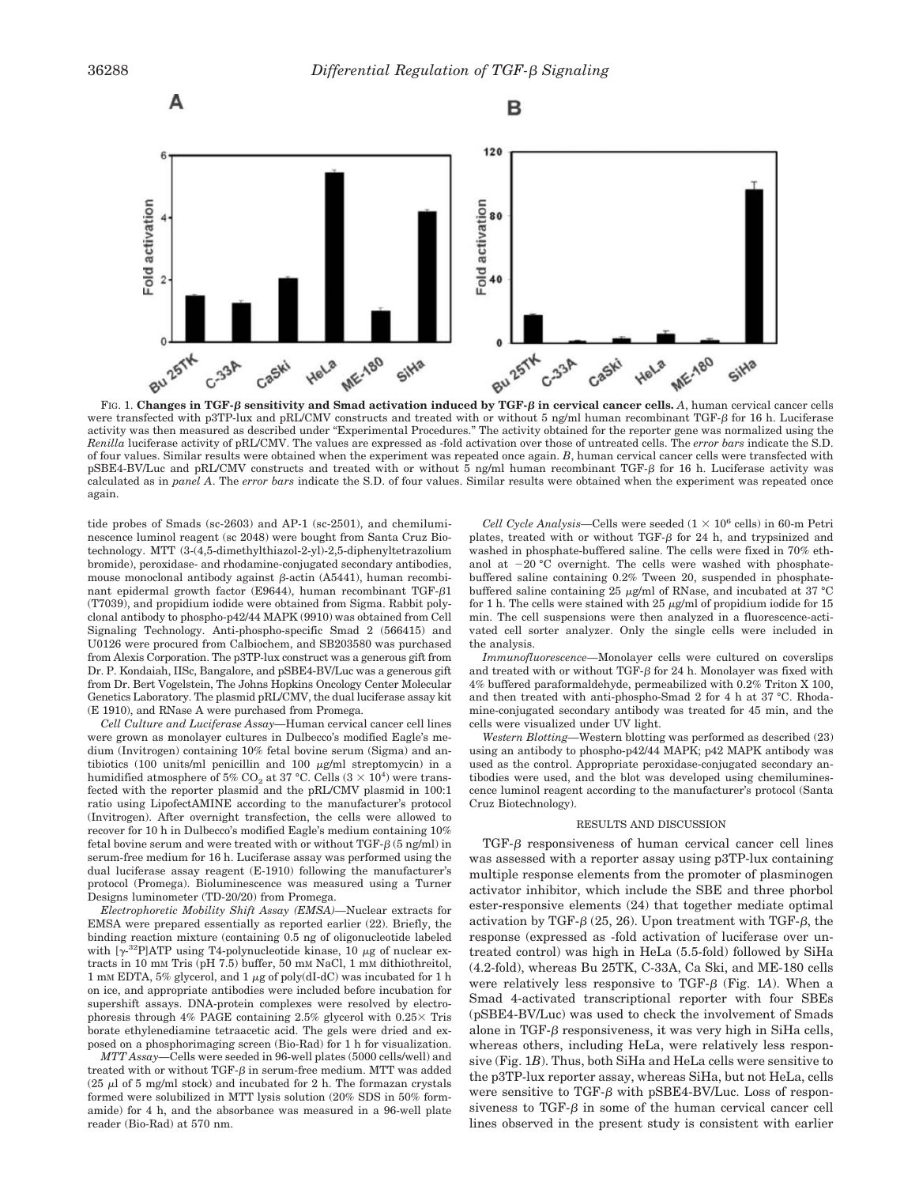FIG. 1. **Changes in TGF-β sensitivity and Smad activation induced by TGF-β in cervical cancer cells.** *A*, human cervical cancer cells were transfected with p3TP-lux and pRL/CMV constructs and treated with or without 5 ng/ml human recombinant TGF-β for 16 h. Luciferase activity was then measured as described under "Experimental Procedures." The activity obtained for the reporter gene was normalized using the *Renilla* luciferase activity of pRL/CMV. The values are expressed as -fold activation over those of untreated cells. The *error bars* indicate the S.D. of four values. Similar results were obtained when the experiment was repeated once again. *B*, human cervical cancer cells were transfected with pSBE4-BV/Luc and pRL/CMV constructs and treated with or without 5 ng/ml human recombinant TGF-β for 16 h. Luciferase activity was calculated as in *panel A*. The *error bars* indicate the S.D. of four values. Similar results were obtained when the experiment was repeated once again.

tide probes of Smads (sc-2603) and AP-1 (sc-2501), and chemiluminescence luminol reagent (sc 2048) were bought from Santa Cruz Biotechnology. MTT (3-(4,5-dimethylthiazol-2-yl)-2,5-diphenyltetrazolium bromide), peroxidase- and rhodamine-conjugated secondary antibodies, mouse monoclonal antibody against β-actin (A5441), human recombinant epidermal growth factor (E9644), human recombinant TGF-β1 (T7039), and propidium iodide were obtained from Sigma. Rabbit polyclonal antibody to phospho-p42/44 MAPK (9910) was obtained from Cell Signaling Technology. Anti-phospho-specific Smad 2 (566415) and U0126 were procured from Calbiochem, and SB203580 was purchased from Alexis Corporation. The p3TP-lux construct was a generous gift from Dr. P. Kondaiah, IISc, Bangalore, and pSBE4-BV/Luc was a generous gift from Dr. Bert Vogelstein, The Johns Hopkins Oncology Center Molecular Genetics Laboratory. The plasmid pRL/CMV, the dual luciferase assay kit (E 1910), and RNase A were purchased from Promega.

*Cell Culture and Luciferase Assay*—Human cervical cancer cell lines were grown as monolayer cultures in Dulbecco's modified Eagle's medium (Invitrogen) containing 10% fetal bovine serum (Sigma) and antibiotics (100 units/ml penicillin and 100 μg/ml streptomycin) in a humidified atmosphere of 5% $CO_2$ at 37 °C. Cells ($3 \times 10^4$) were transfected with the reporter plasmid and the pRL/CMV plasmid in 100:1 ratio using LipofectAMINE according to the manufacturer's protocol (Invitrogen). After overnight transfection, the cells were allowed to recover for 10 h in Dulbecco's modified Eagle's medium containing 10% fetal bovine serum and were treated with or without TGF-β (5 ng/ml) in serum-free medium for 16 h. Luciferase assay was performed using the dual luciferase assay reagent (E-1910) following the manufacturer's protocol (Promega). Bioluminescence was measured using a Turner Designs luminometer (TD-20/20) from Promega.

*Electrophoretic Mobility Shift Assay (EMSA)*—Nuclear extracts for EMSA were prepared essentially as reported earlier (22). Briefly, the binding reaction mixture (containing 0.5 ng of oligonucleotide labeled with [γ-$^{32}$P]ATP using T4-polynucleotide kinase, 10 μg of nuclear extracts in 10 mM Tris (pH 7.5) buffer, 50 mM NaCl, 1 mM dithiothreitol, 1 mM EDTA, 5% glycerol, and 1 μg of poly(dI-dC) was incubated for 1 h on ice, and appropriate antibodies were included before incubation for supershift assays. DNA-protein complexes were resolved by electrophoresis through 4% PAGE containing 2.5% glycerol with 0.25× Tris borate ethylenediamine tetraacetic acid. The gels were dried and exposed on a phosphorimaging screen (Bio-Rad) for 1 h for visualization.

*MTT Assay*—Cells were seeded in 96-well plates (5000 cells/well) and treated with or without TGF-β in serum-free medium. MTT was added (25 μl of 5 mg/ml stock) and incubated for 2 h. The formazan crystals formed were solubilized in MTT lysis solution (20% SDS in 50% formamide) for 4 h, and the absorbance was measured in a 96-well plate reader (Bio-Rad) at 570 nm.

*Cell Cycle Analysis*—Cells were seeded ($1 \times 10^6$ cells) in 60-m Petri plates, treated with or without TGF-β for 24 h, and trypsinized and washed in phosphate-buffered saline. The cells were fixed in 70% ethanol at −20 °C overnight. The cells were washed with phosphate-buffered saline containing 0.2% Tween 20, suspended in phosphate-buffered saline containing 25 μg/ml of RNase, and incubated at 37 °C for 1 h. The cells were stained with 25 μg/ml of propidium iodide for 15 min. The cell suspensions were then analyzed in a fluorescence-activated cell sorter analyzer. Only the single cells were included in the analysis.

*Immunofluorescence*—Monolayer cells were cultured on coverslips and treated with or without TGF-β for 24 h. Monolayer was fixed with 4% buffered paraformaldehyde, permeabilized with 0.2% Triton X 100, and then treated with anti-phospho-Smad 2 for 4 h at 37 °C. Rhodamine-conjugated secondary antibody was treated for 45 min, and the cells were visualized under UV light.

*Western Blotting*—Western blotting was performed as described (23) using an antibody to phospho-p42/44 MAPK; p42 MAPK antibody was used as the control. Appropriate peroxidase-conjugated secondary antibodies were used, and the blot was developed using chemiluminescence luminol reagent according to the manufacturer's protocol (Santa Cruz Biotechnology).

## RESULTS AND DISCUSSION

TGF-β responsiveness of human cervical cancer cell lines was assessed with a reporter assay using p3TP-lux containing multiple response elements from the promoter of plasminogen activator inhibitor, which include the SBE and three phorbol ester-responsive elements (24) that together mediate optimal activation by TGF-β (25, 26). Upon treatment with TGF-β, the response (expressed as -fold activation of luciferase over untreated control) was high in HeLa (5.5-fold) followed by SiHa (4.2-fold), whereas Bu 25TK, C-33A, Ca Ski, and ME-180 cells were relatively less responsive to TGF-β (Fig. 1*A*). When a Smad 4-activated transcriptional reporter with four SBEs (pSBE4-BV/Luc) was used to check the involvement of Smads alone in TGF-β responsiveness, it was very high in SiHa cells, whereas others, including HeLa, were relatively less responsive (Fig. 1*B*). Thus, both SiHa and HeLa cells were sensitive to the p3TP-lux reporter assay, whereas SiHa, but not HeLa, cells were sensitive to TGF-β with pSBE4-BV/Luc. Loss of responsiveness to TGF-β in some of the human cervical cancer cell lines observed in the present study is consistent with earlier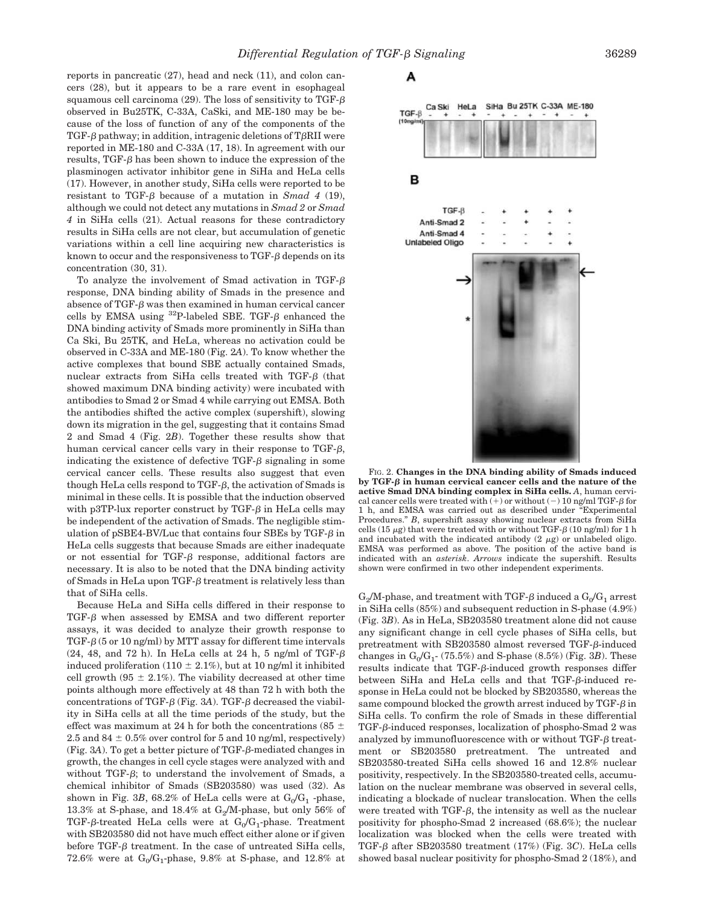reports in pancreatic (27), head and neck (11), and colon cancers (28), but it appears to be a rare event in esophageal squamous cell carcinoma (29). The loss of sensitivity to TGF-β observed in Bu25TK, C-33A, CaSki, and ME-180 may be because of the loss of function of any of the components of the TGF-β pathway; in addition, intragenic deletions of TβRII were reported in ME-180 and C-33A (17, 18). In agreement with our results, TGF-β has been shown to induce the expression of the plasminogen activator inhibitor gene in SiHa and HeLa cells (17). However, in another study, SiHa cells were reported to be resistant to TGF-β because of a mutation in *Smad 4* (19), although we could not detect any mutations in *Smad 2* or *Smad 4* in SiHa cells (21). Actual reasons for these contradictory results in SiHa cells are not clear, but accumulation of genetic variations within a cell line acquiring new characteristics is known to occur and the responsiveness to TGF-β depends on its concentration (30, 31).

To analyze the involvement of Smad activation in TGF-β response, DNA binding ability of Smads in the presence and absence of TGF-β was then examined in human cervical cancer cells by EMSA using $^{32}$P-labeled SBE. TGF-β enhanced the DNA binding activity of Smads more prominently in SiHa than Ca Ski, Bu 25TK, and HeLa, whereas no activation could be observed in C-33A and ME-180 (Fig. 2*A*). To know whether the active complexes that bound SBE actually contained Smads, nuclear extracts from SiHa cells treated with TGF-β (that showed maximum DNA binding activity) were incubated with antibodies to Smad 2 or Smad 4 while carrying out EMSA. Both the antibodies shifted the active complex (supershift), slowing down its migration in the gel, suggesting that it contains Smad 2 and Smad 4 (Fig. 2*B*). Together these results show that human cervical cancer cells vary in their response to TGF-β, indicating the existence of defective TGF-β signaling in some cervical cancer cells. These results also suggest that even though HeLa cells respond to TGF-β, the activation of Smads is minimal in these cells. It is possible that the induction observed with p3TP-lux reporter construct by TGF-β in HeLa cells may be independent of the activation of Smads. The negligible stimulation of pSBE4-BV/Luc that contains four SBEs by TGF-β in HeLa cells suggests that because Smads are either inadequate or not essential for TGF-β response, additional factors are necessary. It is also to be noted that the DNA binding activity of Smads in HeLa upon TGF-β treatment is relatively less than that of SiHa cells.

Because HeLa and SiHa cells differed in their response to TGF-β when assessed by EMSA and two different reporter assays, it was decided to analyze their growth response to TGF-β (5 or 10 ng/ml) by MTT assay for different time intervals (24, 48, and 72 h). In HeLa cells at 24 h, 5 ng/ml of TGF-β induced proliferation (110 ± 2.1%), but at 10 ng/ml it inhibited cell growth (95 ± 2.1%). The viability decreased at other time points although more effectively at 48 than 72 h with both the concentrations of TGF-β (Fig. 3*A*). TGF-β decreased the viability in SiHa cells at all the time periods of the study, but the effect was maximum at 24 h for both the concentrations (85 ± 2.5 and 84 ± 0.5% over control for 5 and 10 ng/ml, respectively) (Fig. 3*A*). To get a better picture of TGF-β-mediated changes in growth, the changes in cell cycle stages were analyzed with and without TGF-β; to understand the involvement of Smads, a chemical inhibitor of Smads (SB203580) was used (32). As shown in Fig. 3*B*, 68.2% of HeLa cells were at $G_0/G_1$ -phase, 13.3% at S-phase, and 18.4% at $G_2$/M-phase, but only 56% of TGF-β-treated HeLa cells were at $G_0/G_1$-phase. Treatment with SB203580 did not have much effect either alone or if given before TGF-β treatment. In the case of untreated SiHa cells, 72.6% were at $G_0/G_1$-phase, 9.8% at S-phase, and 12.8% at $G_2$/M-phase, and treatment with TGF-β induced a $G_0/G_1$ arrest in SiHa cells (85%) and subsequent reduction in S-phase (4.9%) (Fig. 3*B*). As in HeLa, SB203580 treatment alone did not cause any significant change in cell cycle phases of SiHa cells, but pretreatment with SB203580 almost reversed TGF-β-induced changes in $G_0/G_1$- (75.5%) and S-phase (8.5%) (Fig. 3*B*). These results indicate that TGF-β-induced growth responses differ between SiHa and HeLa cells and that TGF-β-induced response in HeLa could not be blocked by SB203580, whereas the same compound blocked the growth arrest induced by TGF-β in SiHa cells. To confirm the role of Smads in these differential TGF-β-induced responses, localization of phospho-Smad 2 was analyzed by immunofluorescence with or without TGF-β treatment or SB203580 pretreatment. The untreated and SB203580-treated SiHa cells showed 16 and 12.8% nuclear positivity, respectively. In the SB203580-treated cells, accumulation on the nuclear membrane was observed in several cells, indicating a blockade of nuclear translocation. When the cells were treated with TGF-β, the intensity as well as the nuclear positivity for phospho-Smad 2 increased (68.6%); the nuclear localization was blocked when the cells were treated with TGF-β after SB203580 treatment (17%) (Fig. 3*C*). HeLa cells showed basal nuclear positivity for phospho-Smad 2 (18%), and

FIG. 2. **Changes in the DNA binding ability of Smads induced by TGF-β in human cervical cancer cells and the nature of the active Smad DNA binding complex in SiHa cells.** *A*, human cervical cancer cells were treated with (+) or without (−) 10 ng/ml TGF-β for 1 h, and EMSA was carried out as described under "Experimental Procedures." *B*, supershift assay showing nuclear extracts from SiHa cells (15 μg) that were treated with or without TGF-β (10 ng/ml) for 1 h and incubated with the indicated antibody (2 μg) or unlabeled oligo. EMSA was performed as above. The position of the active band is indicated with an *asterisk*. *Arrows* indicate the supershift. Results shown were confirmed in two other independent experiments.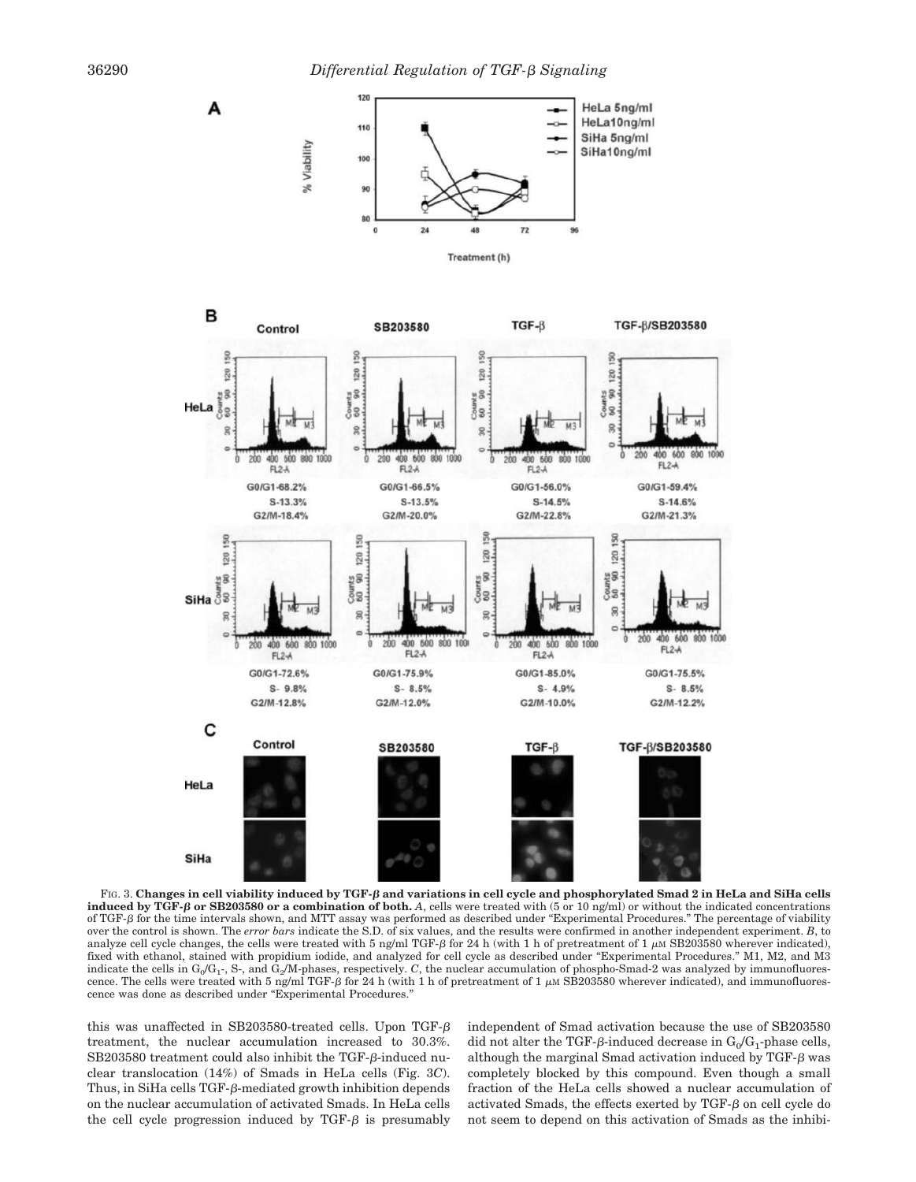FIG. 3. **Changes in cell viability induced by TGF-β and variations in cell cycle and phosphorylated Smad 2 in HeLa and SiHa cells induced by TGF-β or SB203580 or a combination of both.** *A*, cells were treated with (5 or 10 ng/ml) or without the indicated concentrations of TGF-β for the time intervals shown, and MTT assay was performed as described under "Experimental Procedures." The percentage of viability over the control is shown. The *error bars* indicate the S.D. of six values, and the results were confirmed in another independent experiment. *B*, to analyze cell cycle changes, the cells were treated with 5 ng/ml TGF-β for 24 h (with 1 h of pretreatment of 1 μM SB203580 wherever indicated), fixed with ethanol, stained with propidium iodide, and analyzed for cell cycle as described under "Experimental Procedures." M1, M2, and M3 indicate the cells in $G_0/G_1$-, S-, and $G_2$/M-phases, respectively. *C*, the nuclear accumulation of phospho-Smad-2 was analyzed by immunofluorescence. The cells were treated with 5 ng/ml TGF-β for 24 h (with 1 h of pretreatment of 1 μM SB203580 wherever indicated), and immunofluorescence was done as described under "Experimental Procedures."

this was unaffected in SB203580-treated cells. Upon TGF-β treatment, the nuclear accumulation increased to 30.3%. SB203580 treatment could also inhibit the TGF-β-induced nuclear translocation (14%) of Smads in HeLa cells (Fig. 3*C*). Thus, in SiHa cells TGF-β-mediated growth inhibition depends on the nuclear accumulation of activated Smads. In HeLa cells the cell cycle progression induced by TGF-β is presumably independent of Smad activation because the use of SB203580 did not alter the TGF-β-induced decrease in $G_0/G_1$-phase cells, although the marginal Smad activation induced by TGF-β was completely blocked by this compound. Even though a small fraction of the HeLa cells showed a nuclear accumulation of activated Smads, the effects exerted by TGF-β on cell cycle do not seem to depend on this activation of Smads as the inhibi-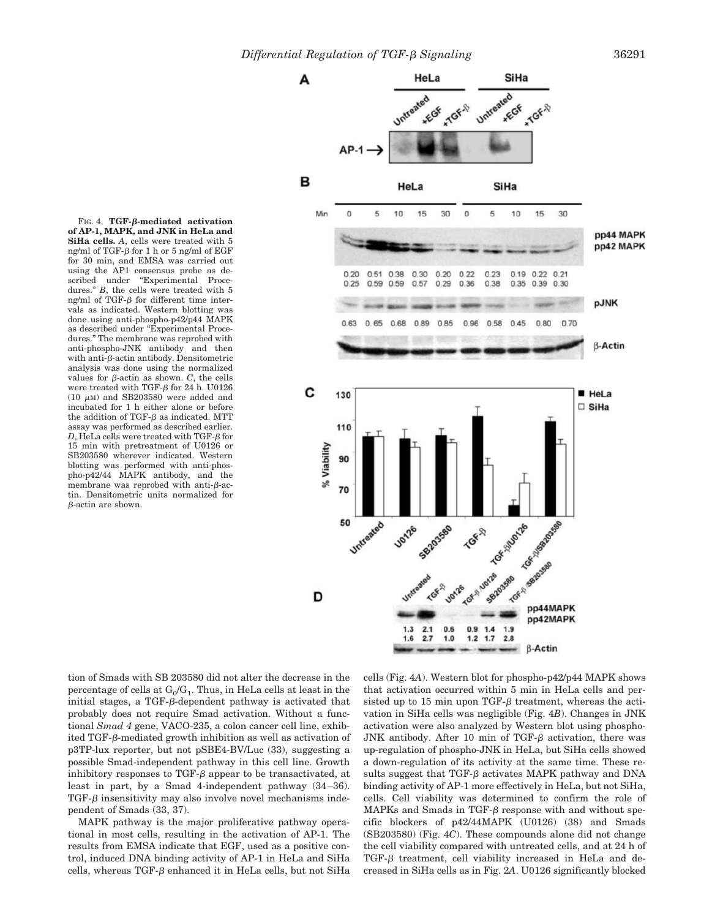FIG. 4. **TGF-β-mediated activation of AP-1, MAPK, and JNK in HeLa and SiHa cells.** *A*, cells were treated with 5 ng/ml of TGF-β for 1 h or 5 ng/ml of EGF for 30 min, and EMSA was carried out using the AP1 consensus probe as described under "Experimental Procedures." *B*, the cells were treated with 5 ng/ml of TGF-β for different time intervals as indicated. Western blotting was done using anti-phospho-p42/p44 MAPK as described under "Experimental Procedures." The membrane was reprobed with anti-phospho-JNK antibody and then with anti-β-actin antibody. Densitometric analysis was done using the normalized values for β-actin as shown. *C*, the cells were treated with TGF-β for 24 h. U0126 (10 μM) and SB203580 were added and incubated for 1 h either alone or before the addition of TGF-β as indicated. MTT assay was performed as described earlier. *D*, HeLa cells were treated with TGF-β for 15 min with pretreatment of U0126 or SB203580 wherever indicated. Western blotting was performed with anti-phospho-p42/44 MAPK antibody, and the membrane was reprobed with anti-β-actin. Densitometric units normalized for β-actin are shown.

tion of Smads with SB 203580 did not alter the decrease in the percentage of cells at $G_0/G_1$. Thus, in HeLa cells at least in the initial stages, a TGF-β-dependent pathway is activated that probably does not require Smad activation. Without a functional *Smad 4* gene, VACO-235, a colon cancer cell line, exhibited TGF-β-mediated growth inhibition as well as activation of p3TP-lux reporter, but not pSBE4-BV/Luc (33), suggesting a possible Smad-independent pathway in this cell line. Growth inhibitory responses to TGF-β appear to be transactivated, at least in part, by a Smad 4-independent pathway (34–36). TGF-β insensitivity may also involve novel mechanisms independent of Smads (33, 37).

MAPK pathway is the major proliferative pathway operational in most cells, resulting in the activation of AP-1. The results from EMSA indicate that EGF, used as a positive control, induced DNA binding activity of AP-1 in HeLa and SiHa cells, whereas TGF-β enhanced it in HeLa cells, but not SiHa cells (Fig. 4*A*). Western blot for phospho-p42/p44 MAPK shows that activation occurred within 5 min in HeLa cells and persisted up to 15 min upon TGF-β treatment, whereas the activation in SiHa cells was negligible (Fig. 4*B*). Changes in JNK activation were also analyzed by Western blot using phospho-JNK antibody. After 10 min of TGF-β activation, there was up-regulation of phospho-JNK in HeLa, but SiHa cells showed a down-regulation of its activity at the same time. These results suggest that TGF-β activates MAPK pathway and DNA binding activity of AP-1 more effectively in HeLa, but not SiHa, cells. Cell viability was determined to confirm the role of MAPKs and Smads in TGF-β response with and without specific blockers of p42/44MAPK (U0126) (38) and Smads (SB203580) (Fig. 4*C*). These compounds alone did not change the cell viability compared with untreated cells, and at 24 h of TGF-β treatment, cell viability increased in HeLa and decreased in SiHa cells as in Fig. 2*A*. U0126 significantly blocked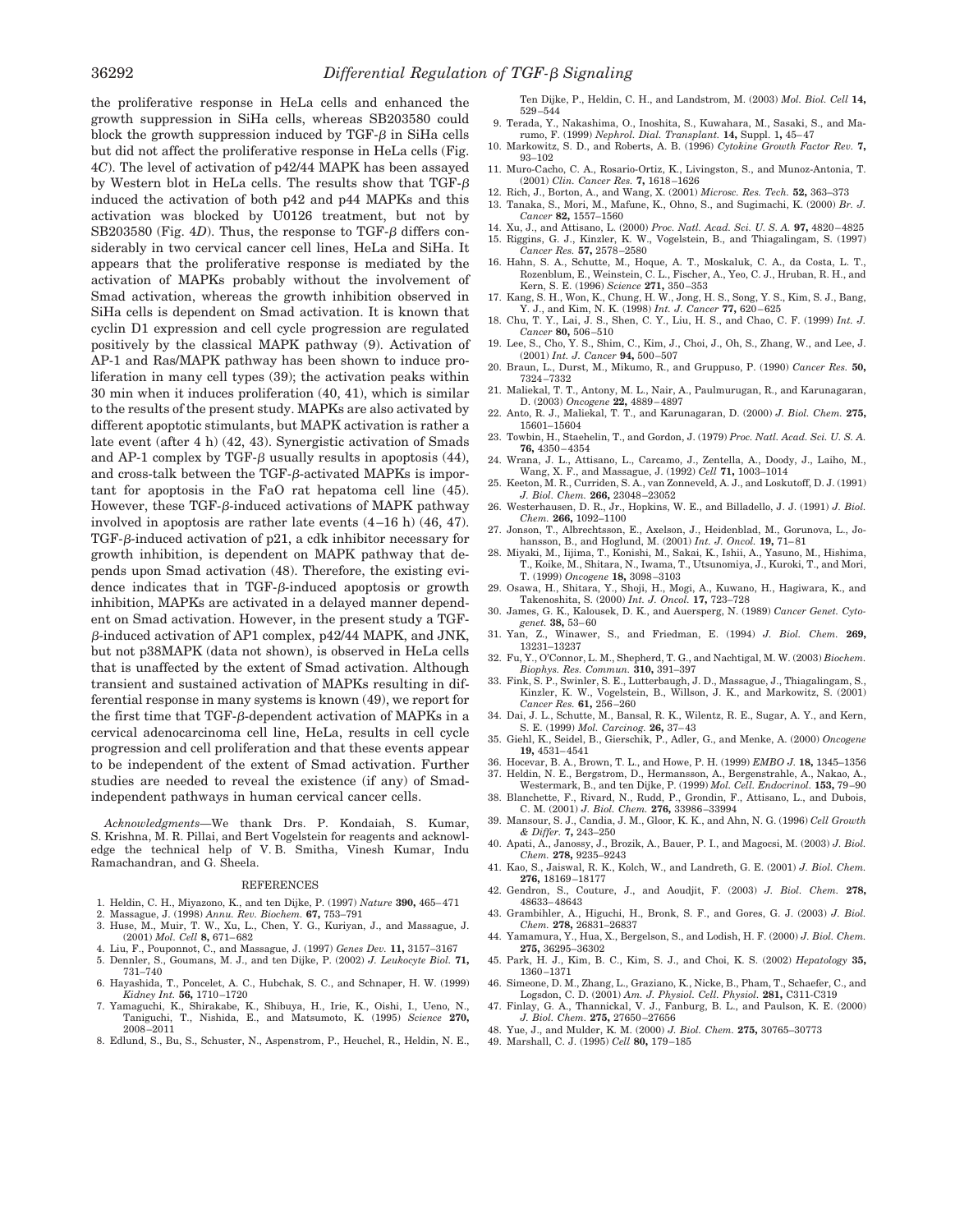the proliferative response in HeLa cells and enhanced the growth suppression in SiHa cells, whereas SB203580 could block the growth suppression induced by TGF-β in SiHa cells but did not affect the proliferative response in HeLa cells (Fig. 4*C*). The level of activation of p42/44 MAPK has been assayed by Western blot in HeLa cells. The results show that TGF-β induced the activation of both p42 and p44 MAPKs and this activation was blocked by U0126 treatment, but not by SB203580 (Fig. 4*D*). Thus, the response to TGF-β differs considerably in two cervical cancer cell lines, HeLa and SiHa. It appears that the proliferative response is mediated by the activation of MAPKs probably without the involvement of Smad activation, whereas the growth inhibition observed in SiHa cells is dependent on Smad activation. It is known that cyclin D1 expression and cell cycle progression are regulated positively by the classical MAPK pathway (9). Activation of AP-1 and Ras/MAPK pathway has been shown to induce proliferation in many cell types (39); the activation peaks within 30 min when it induces proliferation (40, 41), which is similar to the results of the present study. MAPKs are also activated by different apoptotic stimulants, but MAPK activation is rather a late event (after 4 h) (42, 43). Synergistic activation of Smads and AP-1 complex by TGF-β usually results in apoptosis (44), and cross-talk between the TGF-β-activated MAPKs is important for apoptosis in the FaO rat hepatoma cell line (45). However, these TGF-β-induced activations of MAPK pathway involved in apoptosis are rather late events (4–16 h) (46, 47). TGF-β-induced activation of p21, a cdk inhibitor necessary for growth inhibition, is dependent on MAPK pathway that depends upon Smad activation (48). Therefore, the existing evidence indicates that in TGF-β-induced apoptosis or growth inhibition, MAPKs are activated in a delayed manner dependent on Smad activation. However, in the present study a TGF-β-induced activation of AP1 complex, p42/44 MAPK, and JNK, but not p38MAPK (data not shown), is observed in HeLa cells that is unaffected by the extent of Smad activation. Although transient and sustained activation of MAPKs resulting in differential response in many systems is known (49), we report for the first time that TGF-β-dependent activation of MAPKs in a cervical adenocarcinoma cell line, HeLa, results in cell cycle progression and cell proliferation and that these events appear to be independent of the extent of Smad activation. Further studies are needed to reveal the existence (if any) of Smad-independent pathways in human cervical cancer cells.

*Acknowledgments*—We thank Drs. P. Kondaiah, S. Kumar, S. Krishna, M. R. Pillai, and Bert Vogelstein for reagents and acknowledge the technical help of V. B. Smitha, Vinesh Kumar, Indu Ramachandran, and G. Sheela.

## REFERENCES

1. Heldin, C. H., Miyazono, K., and ten Dijke, P. (1997) *Nature* **390,** 465–471
2. Massague, J. (1998) *Annu. Rev. Biochem.* **67,** 753–791
3. Huse, M., Muir, T. W., Xu, L., Chen, Y. G., Kuriyan, J., and Massague, J. (2001) *Mol. Cell* **8,** 671–682
4. Liu, F., Pouponnot, C., and Massague, J. (1997) *Genes Dev.* **11,** 3157–3167
5. Dennler, S., Goumans, M. J., and ten Dijke, P. (2002) *J. Leukocyte Biol.* **71,** 731–740
6. Hayashida, T., Poncelet, A. C., Hubchak, S. C., and Schnaper, H. W. (1999) *Kidney Int.* **56,** 1710–1720
7. Yamaguchi, K., Shirakabe, K., Shibuya, H., Irie, K., Oishi, I., Ueno, N., Taniguchi, T., Nishida, E., and Matsumoto, K. (1995) *Science* **270,** 2008–2011
8. Edlund, S., Bu, S., Schuster, N., Aspenstrom, P., Heuchel, R., Heldin, N. E., Ten Dijke, P., Heldin, C. H., and Landstrom, M. (2003) *Mol. Biol. Cell* **14,** 529–544
9. Terada, Y., Nakashima, O., Inoshita, S., Kuwahara, M., Sasaki, S., and Marumo, F. (1999) *Nephrol. Dial. Transplant.* **14,** Suppl. 1**,** 45–47
10. Markowitz, S. D., and Roberts, A. B. (1996) *Cytokine Growth Factor Rev.* **7,** 93–102
11. Muro-Cacho, C. A., Rosario-Ortiz, K., Livingston, S., and Munoz-Antonia, T. (2001) *Clin. Cancer Res.* **7,** 1618–1626
12. Rich, J., Borton, A., and Wang, X. (2001) *Microsc. Res. Tech.* **52,** 363–373
13. Tanaka, S., Mori, M., Mafune, K., Ohno, S., and Sugimachi, K. (2000) *Br. J. Cancer* **82,** 1557–1560
14. Xu, J., and Attisano, L. (2000) *Proc. Natl. Acad. Sci. U. S. A.* **97,** 4820–4825
15. Riggins, G. J., Kinzler, K. W., Vogelstein, B., and Thiagalingam, S. (1997) *Cancer Res.* **57,** 2578–2580
16. Hahn, S. A., Schutte, M., Hoque, A. T., Moskaluk, C. A., da Costa, L. T., Rozenblum, E., Weinstein, C. L., Fischer, A., Yeo, C. J., Hruban, R. H., and Kern, S. E. (1996) *Science* **271,** 350–353
17. Kang, S. H., Won, K., Chung, H. W., Jong, H. S., Song, Y. S., Kim, S. J., Bang, Y. J., and Kim, N. K. (1998) *Int. J. Cancer* **77,** 620–625
18. Chu, T. Y., Lai, J. S., Shen, C. Y., Liu, H. S., and Chao, C. F. (1999) *Int. J. Cancer* **80,** 506–510
19. Lee, S., Cho, Y. S., Shim, C., Kim, J., Choi, J., Oh, S., Zhang, W., and Lee, J. (2001) *Int. J. Cancer* **94,** 500–507
20. Braun, L., Durst, M., Mikumo, R., and Gruppuso, P. (1990) *Cancer Res.* **50,** 7324–7332
21. Maliekal, T. T., Antony, M. L., Nair, A., Paulmurugan, R., and Karunagaran, D. (2003) *Oncogene* **22,** 4889–4897
22. Anto, R. J., Maliekal, T. T., and Karunagaran, D. (2000) *J. Biol. Chem.* **275,** 15601–15604
23. Towbin, H., Staehelin, T., and Gordon, J. (1979) *Proc. Natl. Acad. Sci. U. S. A.* **76,** 4350–4354
24. Wrana, J. L., Attisano, L., Carcamo, J., Zentella, A., Doody, J., Laiho, M., Wang, X. F., and Massague, J. (1992) *Cell* **71,** 1003–1014
25. Keeton, M. R., Curriden, S. A., van Zonneveld, A. J., and Loskutoff, D. J. (1991) *J. Biol. Chem.* **266,** 23048–23052
26. Westerhausen, D. R., Jr., Hopkins, W. E., and Billadello, J. J. (1991) *J. Biol. Chem.* **266,** 1092–1100
27. Jonson, T., Albrechtsson, E., Axelson, J., Heidenblad, M., Gorunova, L., Johansson, B., and Hoglund, M. (2001) *Int. J. Oncol.* **19,** 71–81
28. Miyaki, M., Iijima, T., Konishi, M., Sakai, K., Ishii, A., Yasuno, M., Hishima, T., Koike, M., Shitara, N., Iwama, T., Utsunomiya, J., Kuroki, T., and Mori, T. (1999) *Oncogene* **18,** 3098–3103
29. Osawa, H., Shitara, Y., Shoji, H., Mogi, A., Kuwano, H., Hagiwara, K., and Takenoshita, S. (2000) *Int. J. Oncol.* **17,** 723–728
30. James, G. K., Kalousek, D. K., and Auersperg, N. (1989) *Cancer Genet. Cytogenet.* **38,** 53–60
31. Yan, Z., Winawer, S., and Friedman, E. (1994) *J. Biol. Chem.* **269,** 13231–13237
32. Fu, Y., O'Connor, L. M., Shepherd, T. G., and Nachtigal, M. W. (2003) *Biochem. Biophys. Res. Commun.* **310,** 391–397
33. Fink, S. P., Swinler, S. E., Lutterbaugh, J. D., Massague, J., Thiagalingam, S., Kinzler, K. W., Vogelstein, B., Willson, J. K., and Markowitz, S. (2001) *Cancer Res.* **61,** 256–260
34. Dai, J. L., Schutte, M., Bansal, R. K., Wilentz, R. E., Sugar, A. Y., and Kern, S. E. (1999) *Mol. Carcinog.* **26,** 37–43
35. Giehl, K., Seidel, B., Gierschik, P., Adler, G., and Menke, A. (2000) *Oncogene* **19,** 4531–4541
36. Hocevar, B. A., Brown, T. L., and Howe, P. H. (1999) *EMBO J.* **18,** 1345–1356
37. Heldin, N. E., Bergstrom, D., Hermansson, A., Bergenstrahle, A., Nakao, A., Westermark, B., and ten Dijke, P. (1999) *Mol. Cell. Endocrinol.* **153,** 79–90
38. Blanchette, F., Rivard, N., Rudd, P., Grondin, F., Attisano, L., and Dubois, C. M. (2001) *J. Biol. Chem.* **276,** 33986–33994
39. Mansour, S. J., Candia, J. M., Gloor, K. K., and Ahn, N. G. (1996) *Cell Growth & Differ.* **7,** 243–250
40. Apati, A., Janossy, J., Brozik, A., Bauer, P. I., and Magocsi, M. (2003) *J. Biol. Chem.* **278,** 9235–9243
41. Kao, S., Jaiswal, R. K., Kolch, W., and Landreth, G. E. (2001) *J. Biol. Chem.* **276,** 18169–18177
42. Gendron, S., Couture, J., and Aoudjit, F. (2003) *J. Biol. Chem.* **278,** 48633–48643
43. Grambihler, A., Higuchi, H., Bronk, S. F., and Gores, G. J. (2003) *J. Biol. Chem.* **278,** 26831–26837
44. Yamamura, Y., Hua, X., Bergelson, S., and Lodish, H. F. (2000) *J. Biol. Chem.* **275,** 36295–36302
45. Park, H. J., Kim, B. C., Kim, S. J., and Choi, K. S. (2002) *Hepatology* **35,** 1360–1371
46. Simeone, D. M., Zhang, L., Graziano, K., Nicke, B., Pham, T., Schaefer, C., and Logsdon, C. D. (2001) *Am. J. Physiol. Cell. Physiol.* **281,** C311-C319
47. Finlay, G. A., Thannickal, V. J., Fanburg, B. L., and Paulson, K. E. (2000) *J. Biol. Chem.* **275,** 27650–27656
48. Yue, J., and Mulder, K. M. (2000) *J. Biol. Chem.* **275,** 30765–30773
49. Marshall, C. J. (1995) *Cell* **80,** 179–185